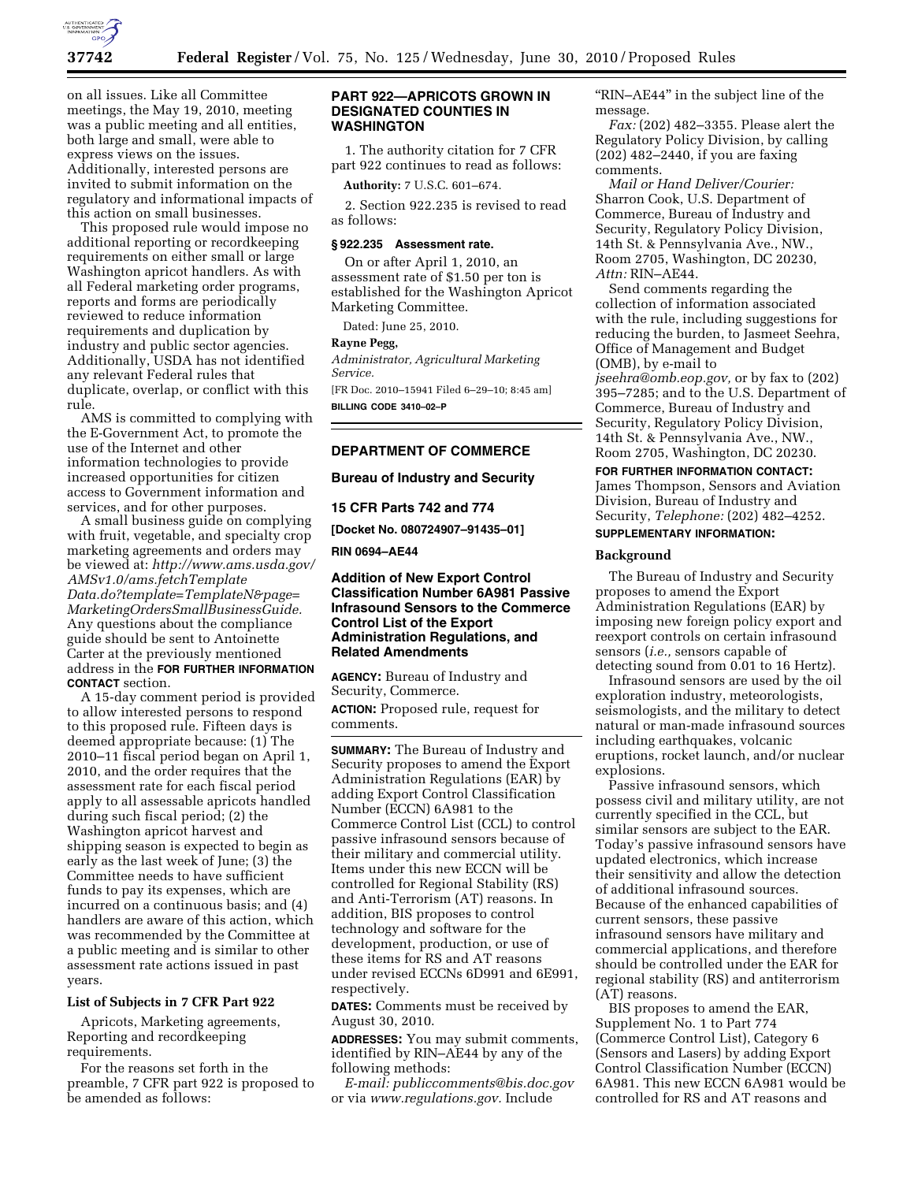on all issues. Like all Committee meetings, the May 19, 2010, meeting was a public meeting and all entities, both large and small, were able to express views on the issues. Additionally, interested persons are invited to submit information on the regulatory and informational impacts of this action on small businesses.

This proposed rule would impose no additional reporting or recordkeeping requirements on either small or large Washington apricot handlers. As with all Federal marketing order programs, reports and forms are periodically reviewed to reduce information requirements and duplication by industry and public sector agencies. Additionally, USDA has not identified any relevant Federal rules that duplicate, overlap, or conflict with this rule.

AMS is committed to complying with the E-Government Act, to promote the use of the Internet and other information technologies to provide increased opportunities for citizen access to Government information and services, and for other purposes.

A small business guide on complying with fruit, vegetable, and specialty crop marketing agreements and orders may be viewed at: *http://www.ams.usda.gov/AMSv1.0/ams.fetchTemplateData.do?template=TemplateN&page=MarketingOrdersSmallBusinessGuide.* Any questions about the compliance guide should be sent to Antoinette Carter at the previously mentioned address in the **FOR FURTHER INFORMATION CONTACT** section.

A 15-day comment period is provided to allow interested persons to respond to this proposed rule. Fifteen days is deemed appropriate because: (1) The 2010–11 fiscal period began on April 1, 2010, and the order requires that the assessment rate for each fiscal period apply to all assessable apricots handled during such fiscal period; (2) the Washington apricot harvest and shipping season is expected to begin as early as the last week of June; (3) the Committee needs to have sufficient funds to pay its expenses, which are incurred on a continuous basis; and (4) handlers are aware of this action, which was recommended by the Committee at a public meeting and is similar to other assessment rate actions issued in past years.

### List of Subjects in 7 CFR Part 922

Apricots, Marketing agreements, Reporting and recordkeeping requirements.

For the reasons set forth in the preamble, 7 CFR part 922 is proposed to be amended as follows:

## PART 922—APRICOTS GROWN IN DESIGNATED COUNTIES IN WASHINGTON

1. The authority citation for 7 CFR part 922 continues to read as follows:

**Authority:** 7 U.S.C. 601–674.

2. Section 922.235 is revised to read as follows:

### § 922.235 Assessment rate.

On or after April 1, 2010, an assessment rate of $1.50 per ton is established for the Washington Apricot Marketing Committee.

Dated: June 25, 2010.

**Rayne Pegg,**

*Administrator, Agricultural Marketing Service.*

[FR Doc. 2010–15941 Filed 6–29–10; 8:45 am]

**BILLING CODE 3410–02–P**

---

## DEPARTMENT OF COMMERCE

### Bureau of Industry and Security

### 15 CFR Parts 742 and 774

**[Docket No. 080724907–91435–01]**

**RIN 0694–AE44**

## Addition of New Export Control Classification Number 6A981 Passive Infrasound Sensors to the Commerce Control List of the Export Administration Regulations, and Related Amendments

**AGENCY:** Bureau of Industry and Security, Commerce.

**ACTION:** Proposed rule, request for comments.

**SUMMARY:** The Bureau of Industry and Security proposes to amend the Export Administration Regulations (EAR) by adding Export Control Classification Number (ECCN) 6A981 to the Commerce Control List (CCL) to control passive infrasound sensors because of their military and commercial utility. Items under this new ECCN will be controlled for Regional Stability (RS) and Anti-Terrorism (AT) reasons. In addition, BIS proposes to control technology and software for the development, production, or use of these items for RS and AT reasons under revised ECCNs 6D991 and 6E991, respectively.

**DATES:** Comments must be received by August 30, 2010.

**ADDRESSES:** You may submit comments, identified by RIN–AE44 by any of the following methods:

*E-mail: publiccomments@bis.doc.gov* or via *www.regulations.gov.* Include "RIN–AE44" in the subject line of the message.

*Fax:* (202) 482–3355. Please alert the Regulatory Policy Division, by calling (202) 482–2440, if you are faxing comments.

*Mail or Hand Deliver/Courier:* Sharron Cook, U.S. Department of Commerce, Bureau of Industry and Security, Regulatory Policy Division, 14th St. & Pennsylvania Ave., NW., Room 2705, Washington, DC 20230, *Attn:* RIN–AE44.

Send comments regarding the collection of information associated with the rule, including suggestions for reducing the burden, to Jasmeet Seehra, Office of Management and Budget (OMB), by e-mail to *jseehra@omb.eop.gov,* or by fax to (202) 395–7285; and to the U.S. Department of Commerce, Bureau of Industry and Security, Regulatory Policy Division, 14th St. & Pennsylvania Ave., NW., Room 2705, Washington, DC 20230.

**FOR FURTHER INFORMATION CONTACT:** James Thompson, Sensors and Aviation Division, Bureau of Industry and Security, *Telephone:* (202) 482–4252.

**SUPPLEMENTARY INFORMATION:**

### Background

The Bureau of Industry and Security proposes to amend the Export Administration Regulations (EAR) by imposing new foreign policy export and reexport controls on certain infrasound sensors (*i.e.,* sensors capable of detecting sound from 0.01 to 16 Hertz).

Infrasound sensors are used by the oil exploration industry, meteorologists, seismologists, and the military to detect natural or man-made infrasound sources including earthquakes, volcanic eruptions, rocket launch, and/or nuclear explosions.

Passive infrasound sensors, which possess civil and military utility, are not currently specified in the CCL, but similar sensors are subject to the EAR. Today's passive infrasound sensors have updated electronics, which increase their sensitivity and allow the detection of additional infrasound sources. Because of the enhanced capabilities of current sensors, these passive infrasound sensors have military and commercial applications, and therefore should be controlled under the EAR for regional stability (RS) and antiterrorism (AT) reasons.

BIS proposes to amend the EAR, Supplement No. 1 to Part 774 (Commerce Control List), Category 6 (Sensors and Lasers) by adding Export Control Classification Number (ECCN) 6A981. This new ECCN 6A981 would be controlled for RS and AT reasons and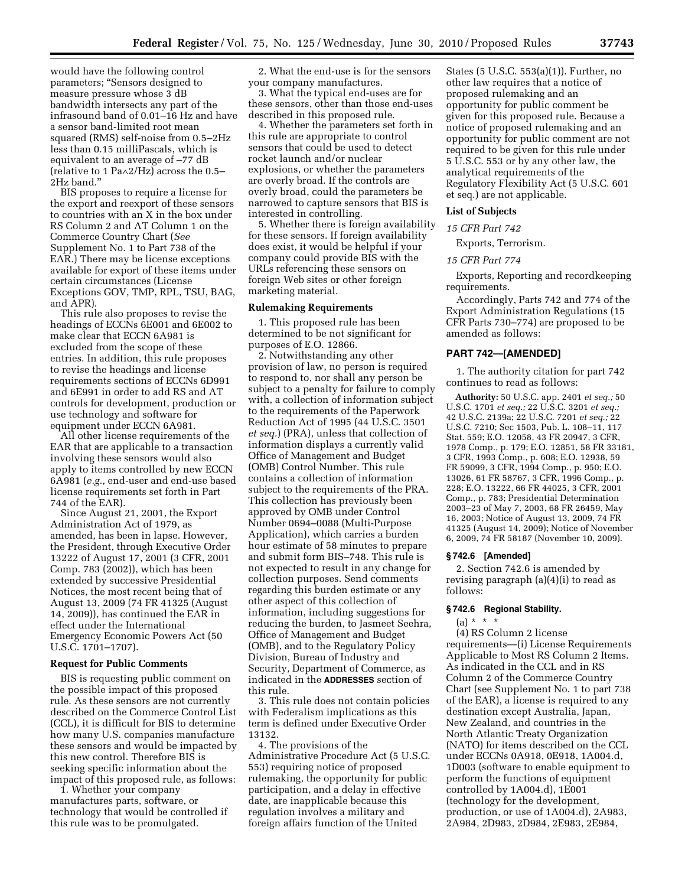would have the following control parameters; "Sensors designed to measure pressure whose 3 dB bandwidth intersects any part of the infrasound band of 0.01–16 Hz and have a sensor band-limited root mean squared (RMS) self-noise from 0.5–2Hz less than 0.15 milliPascals, which is equivalent to an average of –77 dB (relative to 1 Pa∧2/Hz) across the 0.5–2Hz band."

BIS proposes to require a license for the export and reexport of these sensors to countries with an X in the box under RS Column 2 and AT Column 1 on the Commerce Country Chart (*See* Supplement No. 1 to Part 738 of the EAR.) There may be license exceptions available for export of these items under certain circumstances (License Exceptions GOV, TMP, RPL, TSU, BAG, and APR).

This rule also proposes to revise the headings of ECCNs 6E001 and 6E002 to make clear that ECCN 6A981 is excluded from the scope of these entries. In addition, this rule proposes to revise the headings and license requirements sections of ECCNs 6D991 and 6E991 in order to add RS and AT controls for development, production or use technology and software for equipment under ECCN 6A981.

All other license requirements of the EAR that are applicable to a transaction involving these sensors would also apply to items controlled by new ECCN 6A981 (*e.g.,* end-user and end-use based license requirements set forth in Part 744 of the EAR).

Since August 21, 2001, the Export Administration Act of 1979, as amended, has been in lapse. However, the President, through Executive Order 13222 of August 17, 2001 (3 CFR, 2001 Comp. 783 (2002)), which has been extended by successive Presidential Notices, the most recent being that of August 13, 2009 (74 FR 41325 (August 14, 2009)), has continued the EAR in effect under the International Emergency Economic Powers Act (50 U.S.C. 1701–1707).

### Request for Public Comments

BIS is requesting public comment on the possible impact of this proposed rule. As these sensors are not currently described on the Commerce Control List (CCL), it is difficult for BIS to determine how many U.S. companies manufacture these sensors and would be impacted by this new control. Therefore BIS is seeking specific information about the impact of this proposed rule, as follows:

1. Whether your company manufactures parts, software, or technology that would be controlled if this rule was to be promulgated.

2. What the end-use is for the sensors your company manufactures.

3. What the typical end-uses are for these sensors, other than those end-uses described in this proposed rule.

4. Whether the parameters set forth in this rule are appropriate to control sensors that could be used to detect rocket launch and/or nuclear explosions, or whether the parameters are overly broad. If the controls are overly broad, could the parameters be narrowed to capture sensors that BIS is interested in controlling.

5. Whether there is foreign availability for these sensors. If foreign availability does exist, it would be helpful if your company could provide BIS with the URLs referencing these sensors on foreign Web sites or other foreign marketing material.

### Rulemaking Requirements

1. This proposed rule has been determined to be not significant for purposes of E.O. 12866.

2. Notwithstanding any other provision of law, no person is required to respond to, nor shall any person be subject to a penalty for failure to comply with, a collection of information subject to the requirements of the Paperwork Reduction Act of 1995 (44 U.S.C. 3501 *et seq.*) (PRA), unless that collection of information displays a currently valid Office of Management and Budget (OMB) Control Number. This rule contains a collection of information subject to the requirements of the PRA. This collection has previously been approved by OMB under Control Number 0694–0088 (Multi-Purpose Application), which carries a burden hour estimate of 58 minutes to prepare and submit form BIS–748. This rule is not expected to result in any change for collection purposes. Send comments regarding this burden estimate or any other aspect of this collection of information, including suggestions for reducing the burden, to Jasmeet Seehra, Office of Management and Budget (OMB), and to the Regulatory Policy Division, Bureau of Industry and Security, Department of Commerce, as indicated in the **ADDRESSES** section of this rule.

3. This rule does not contain policies with Federalism implications as this term is defined under Executive Order 13132.

4. The provisions of the Administrative Procedure Act (5 U.S.C. 553) requiring notice of proposed rulemaking, the opportunity for public participation, and a delay in effective date, are inapplicable because this regulation involves a military and foreign affairs function of the United States (5 U.S.C. 553(a)(1)). Further, no other law requires that a notice of proposed rulemaking and an opportunity for public comment be given for this proposed rule. Because a notice of proposed rulemaking and an opportunity for public comment are not required to be given for this rule under 5 U.S.C. 553 or by any other law, the analytical requirements of the Regulatory Flexibility Act (5 U.S.C. 601 et seq.) are not applicable.

### List of Subjects

*15 CFR Part 742*

Exports, Terrorism.

*15 CFR Part 774*

Exports, Reporting and recordkeeping requirements.

Accordingly, Parts 742 and 774 of the Export Administration Regulations (15 CFR Parts 730–774) are proposed to be amended as follows:

## PART 742—[AMENDED]

1. The authority citation for part 742 continues to read as follows:

**Authority:** 50 U.S.C. app. 2401 *et seq.;* 50 U.S.C. 1701 *et seq.;* 22 U.S.C. 3201 *et seq.;* 42 U.S.C. 2139a; 22 U.S.C. 7201 *et seq.;* 22 U.S.C. 7210; Sec 1503, Pub. L. 108–11, 117 Stat. 559; E.O. 12058, 43 FR 20947, 3 CFR, 1978 Comp., p. 179; E.O. 12851, 58 FR 33181, 3 CFR, 1993 Comp., p. 608; E.O. 12938, 59 FR 59099, 3 CFR, 1994 Comp., p. 950; E.O. 13026, 61 FR 58767, 3 CFR, 1996 Comp., p. 228; E.O. 13222, 66 FR 44025, 3 CFR, 2001 Comp., p. 783; Presidential Determination 2003–23 of May 7, 2003, 68 FR 26459, May 16, 2003; Notice of August 13, 2009, 74 FR 41325 (August 14, 2009); Notice of November 6, 2009, 74 FR 58187 (November 10, 2009).

### § 742.6 [Amended]

2. Section 742.6 is amended by revising paragraph (a)(4)(i) to read as follows:

### § 742.6 Regional Stability.

(a) * * *

(4) RS Column 2 license requirements—(i) License Requirements Applicable to Most RS Column 2 Items. As indicated in the CCL and in RS Column 2 of the Commerce Country Chart (see Supplement No. 1 to part 738 of the EAR), a license is required to any destination except Australia, Japan, New Zealand, and countries in the North Atlantic Treaty Organization (NATO) for items described on the CCL under ECCNs 0A918, 0E918, 1A004.d, 1D003 (software to enable equipment to perform the functions of equipment controlled by 1A004.d), 1E001 (technology for the development, production, or use of 1A004.d), 2A983, 2A984, 2D983, 2D984, 2E983, 2E984,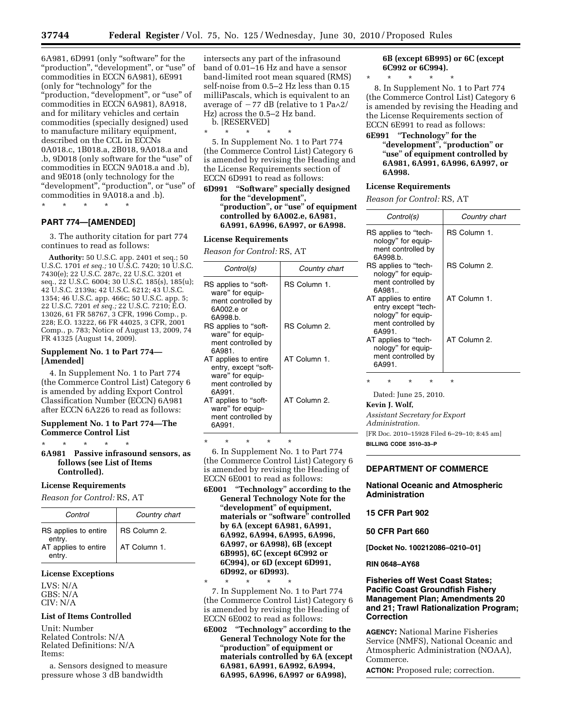6A981, 6D991 (only "software" for the "production", "development", or "use" of commodities in ECCN 6A981), 6E991 (only for "technology" for the "production, "development", or "use" of commodities in ECCN 6A981), 8A918, and for military vehicles and certain commodities (specially designed) used to manufacture military equipment, described on the CCL in ECCNs 0A018.c, 1B018.a, 2B018, 9A018.a and .b, 9D018 (only software for the "use" of commodities in ECCN 9A018.a and .b), and 9E018 (only technology for the "development", "production", or "use" of commodities in 9A018.a and .b).

\* \* \* \* \*

## PART 774—[AMENDED]

3. The authority citation for part 774 continues to read as follows:

**Authority:** 50 U.S.C. app. 2401 et seq.; 50 U.S.C. 1701 *et seq.;* 10 U.S.C. 7420; 10 U.S.C. 7430(e); 22 U.S.C. 287c, 22 U.S.C. 3201 et seq., 22 U.S.C. 6004; 30 U.S.C. 185(s), 185(u); 42 U.S.C. 2139a; 42 U.S.C. 6212; 43 U.S.C. 1354; 46 U.S.C. app. 466c; 50 U.S.C. app. 5; 22 U.S.C. 7201 *et seq.;* 22 U.S.C. 7210; E.O. 13026, 61 FR 58767, 3 CFR, 1996 Comp., p. 228; E.O. 13222, 66 FR 44025, 3 CFR, 2001 Comp., p. 783; Notice of August 13, 2009, 74 FR 41325 (August 14, 2009).

### Supplement No. 1 to Part 774—[Amended]

4. In Supplement No. 1 to Part 774 (the Commerce Control List) Category 6 is amended by adding Export Control Classification Number (ECCN) 6A981 after ECCN 6A226 to read as follows:

### Supplement No. 1 to Part 774—The Commerce Control List

\* \* \* \* \*

**6A981 Passive infrasound sensors, as follows (see List of Items Controlled).**

**License Requirements**

*Reason for Control:* RS, AT

| Control | Country chart |
|---|---|
| RS applies to entire entry. | RS Column 2. |
| AT applies to entire entry. | AT Column 1. |

**License Exceptions**

LVS: N/A
GBS: N/A
CIV: N/A

**List of Items Controlled**

Unit: Number
Related Controls: N/A
Related Definitions: N/A
Items:

a. Sensors designed to measure pressure whose 3 dB bandwidth intersects any part of the infrasound band of 0.01–16 Hz and have a sensor band-limited root mean squared (RMS) self-noise from 0.5–2 Hz less than 0.15 milliPascals, which is equivalent to an average of −77 dB (relative to 1 Pa∧2/Hz) across the 0.5–2 Hz band.

b. [RESERVED]

\* \* \* \* \*

5. In Supplement No. 1 to Part 774 (the Commerce Control List) Category 6 is amended by revising the Heading and the License Requirements section of ECCN 6D991 to read as follows:

**6D991 "Software" specially designed for the "development", "production", or "use" of equipment controlled by 6A002.e, 6A981, 6A991, 6A996, 6A997, or 6A998.**

**License Requirements**

*Reason for Control:* RS, AT

| Control(s) | Country chart |
|---|---|
| RS applies to "software" for equipment controlled by 6A002.e or 6A998.b. | RS Column 1. |
| RS applies to "software" for equipment controlled by 6A981. | RS Column 2. |
| AT applies to entire entry, except "software" for equipment controlled by 6A991. | AT Column 1. |
| AT applies to "software" for equipment controlled by 6A991. | AT Column 2. |

\* \* \* \* \*

6. In Supplement No. 1 to Part 774 (the Commerce Control List) Category 6 is amended by revising the Heading of ECCN 6E001 to read as follows:

**6E001 "Technology" according to the General Technology Note for the "development" of equipment, materials or "software" controlled by 6A (except 6A981, 6A991, 6A992, 6A994, 6A995, 6A996, 6A997, or 6A998), 6B (except 6B995), 6C (except 6C992 or 6C994), or 6D (except 6D991, 6D992, or 6D993).**

\* \* \* \* \*

7. In Supplement No. 1 to Part 774 (the Commerce Control List) Category 6 is amended by revising the Heading of ECCN 6E002 to read as follows:

**6E002 "Technology" according to the General Technology Note for the "production" of equipment or materials controlled by 6A (except 6A981, 6A991, 6A992, 6A994, 6A995, 6A996, 6A997 or 6A998), 6B (except 6B995) or 6C (except 6C992 or 6C994).**

\* \* \* \* \*

8. In Supplement No. 1 to Part 774 (the Commerce Control List) Category 6 is amended by revising the Heading and the License Requirements section of ECCN 6E991 to read as follows:

**6E991 "Technology" for the "development", "production" or "use" of equipment controlled by 6A981, 6A991, 6A996, 6A997, or 6A998.**

**License Requirements**

*Reason for Control:* RS, AT

| Control(s) | Country chart |
|---|---|
| RS applies to "technology" for equipment controlled by 6A998.b. | RS Column 1. |
| RS applies to "technology" for equipment controlled by 6A981.. | RS Column 2. |
| AT applies to entire entry except "technology" for equipment controlled by 6A991. | AT Column 1. |
| AT applies to "technology" for equipment controlled by 6A991. | AT Column 2. |

\* \* \* \* \*

Dated: June 25, 2010.

**Kevin J. Wolf,**

*Assistant Secretary for Export Administration.*

[FR Doc. 2010–15928 Filed 6–29–10; 8:45 am]

**BILLING CODE 3510–33–P**

---

## DEPARTMENT OF COMMERCE

### National Oceanic and Atmospheric Administration

### 15 CFR Part 902

### 50 CFR Part 660

**[Docket No. 100212086–0210–01]**

**RIN 0648–AY68**

### Fisheries off West Coast States; Pacific Coast Groundfish Fishery Management Plan; Amendments 20 and 21; Trawl Rationalization Program; Correction

**AGENCY:** National Marine Fisheries Service (NMFS), National Oceanic and Atmospheric Administration (NOAA), Commerce.

**ACTION:** Proposed rule; correction.